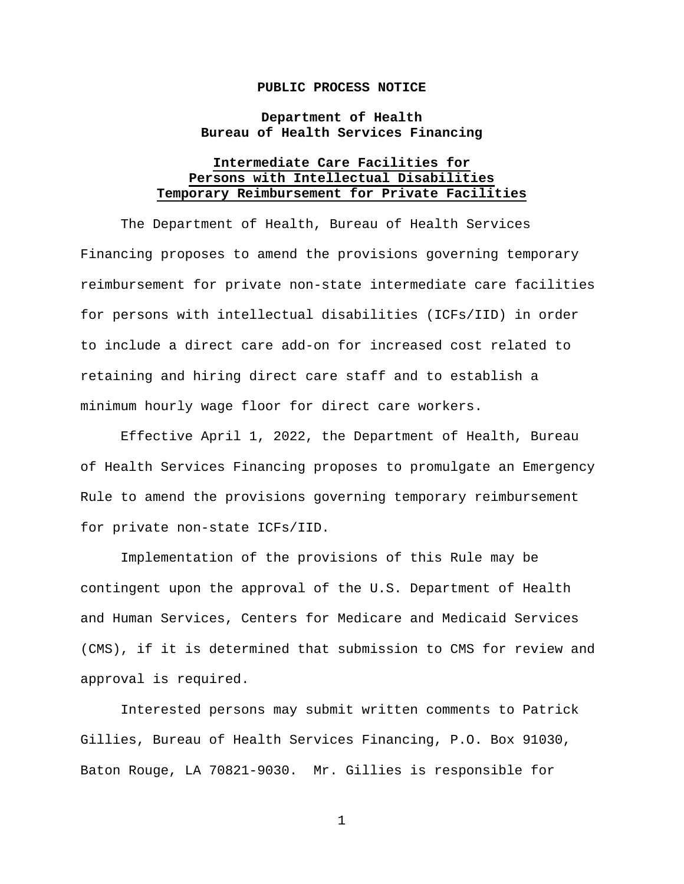**PUBLIC PROCESS NOTICE**

**Department of Health**
**Bureau of Health Services Financing**

**Intermediate Care Facilities for Persons with Intellectual Disabilities Temporary Reimbursement for Private Facilities**

The Department of Health, Bureau of Health Services Financing proposes to amend the provisions governing temporary reimbursement for private non-state intermediate care facilities for persons with intellectual disabilities (ICFs/IID) in order to include a direct care add-on for increased cost related to retaining and hiring direct care staff and to establish a minimum hourly wage floor for direct care workers.

Effective April 1, 2022, the Department of Health, Bureau of Health Services Financing proposes to promulgate an Emergency Rule to amend the provisions governing temporary reimbursement for private non-state ICFs/IID.

Implementation of the provisions of this Rule may be contingent upon the approval of the U.S. Department of Health and Human Services, Centers for Medicare and Medicaid Services (CMS), if it is determined that submission to CMS for review and approval is required.

Interested persons may submit written comments to Patrick Gillies, Bureau of Health Services Financing, P.O. Box 91030, Baton Rouge, LA 70821-9030. Mr. Gillies is responsible for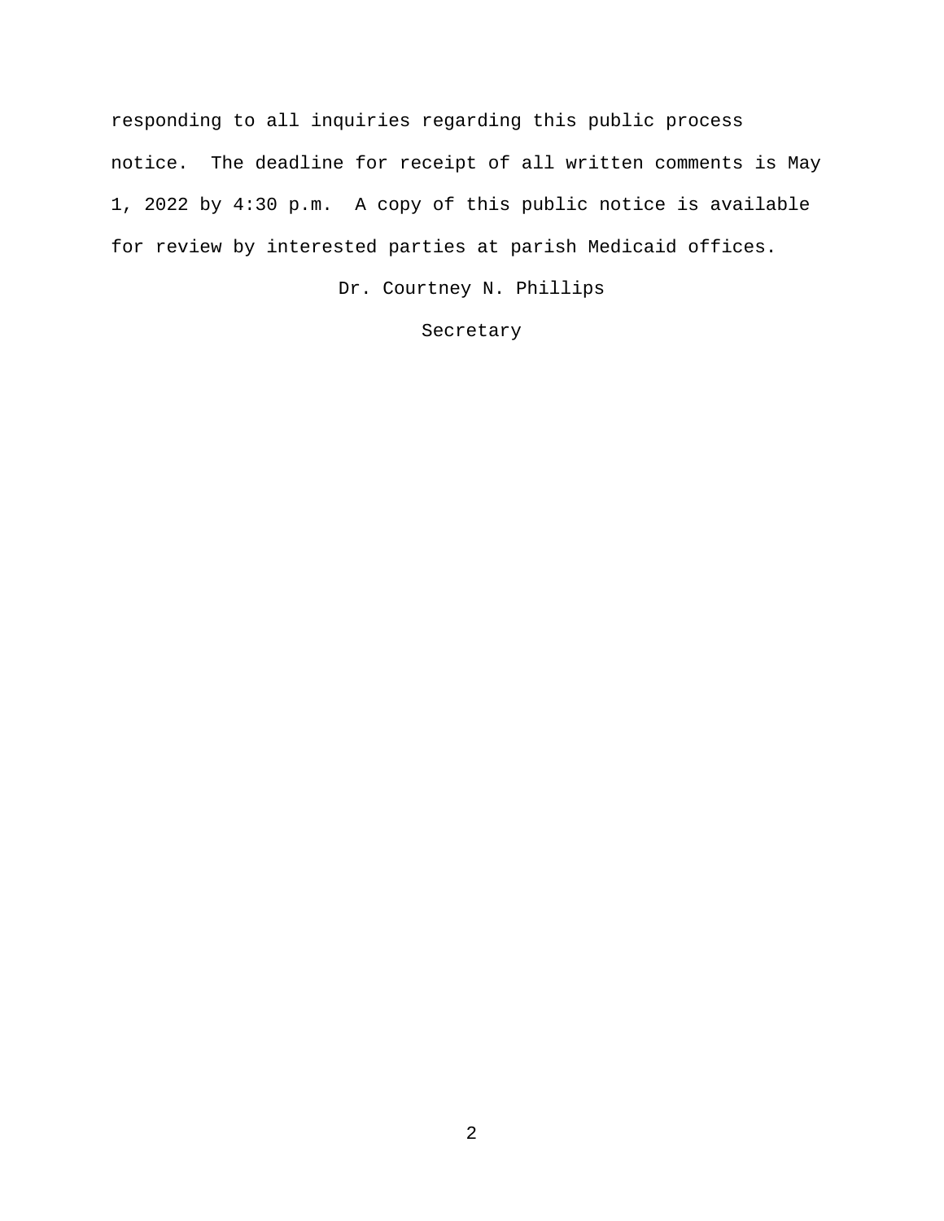responding to all inquiries regarding this public process notice. The deadline for receipt of all written comments is May 1, 2022 by 4:30 p.m. A copy of this public notice is available for review by interested parties at parish Medicaid offices.

Dr. Courtney N. Phillips

Secretary